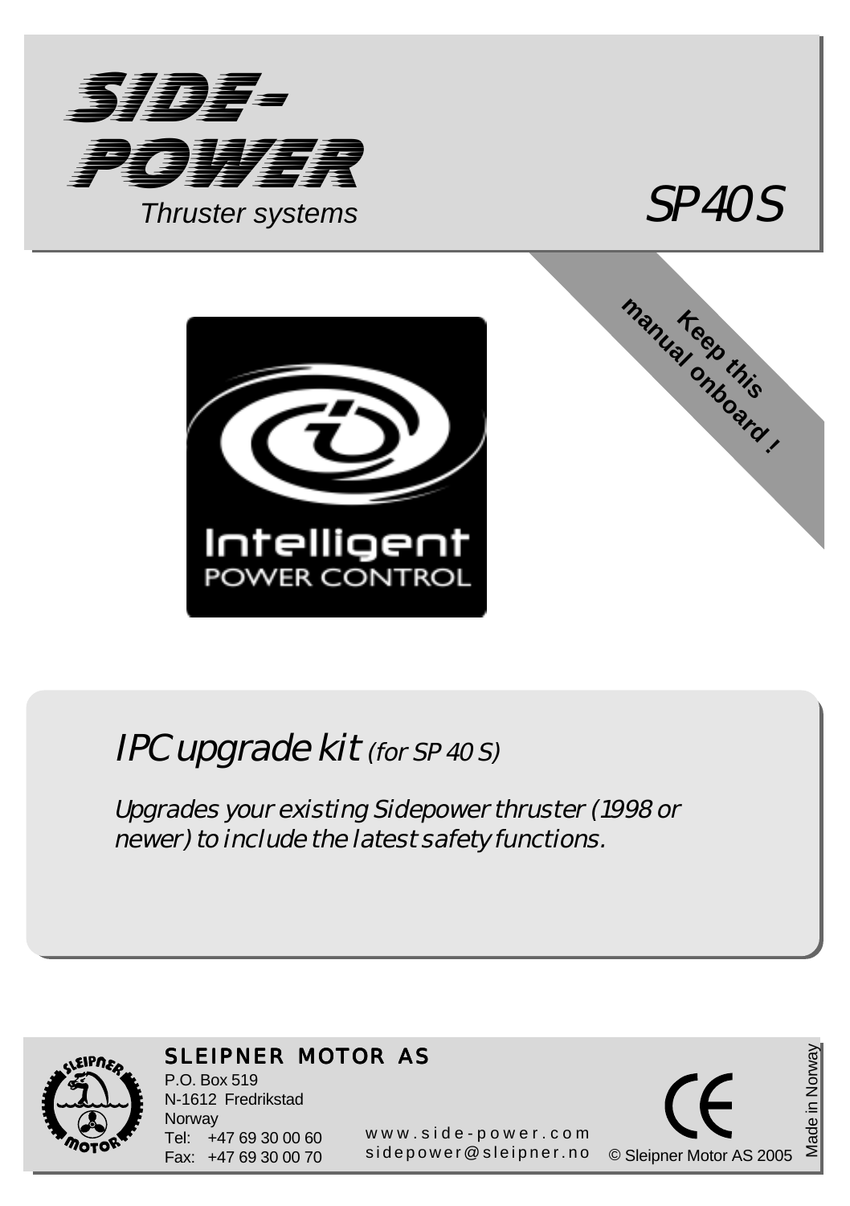# SIDE-POWER

*Thruster systems*

# SP 40 S

**Keep this manual onboard !**

Intelligent
POWER CONTROL

## *IPC upgrade kit* *(for SP 40 S)*

*Upgrades your existing Sidepower thruster (1998 or newer) to include the latest safety functions.*

**SLEIPNER MOTOR AS**
P.O. Box 519
N-1612 Fredrikstad
Norway
Tel: +47 69 30 00 60
Fax: +47 69 30 00 70

www.side-power.com
sidepower@sleipner.no

© Sleipner Motor AS 2005

Made in Norway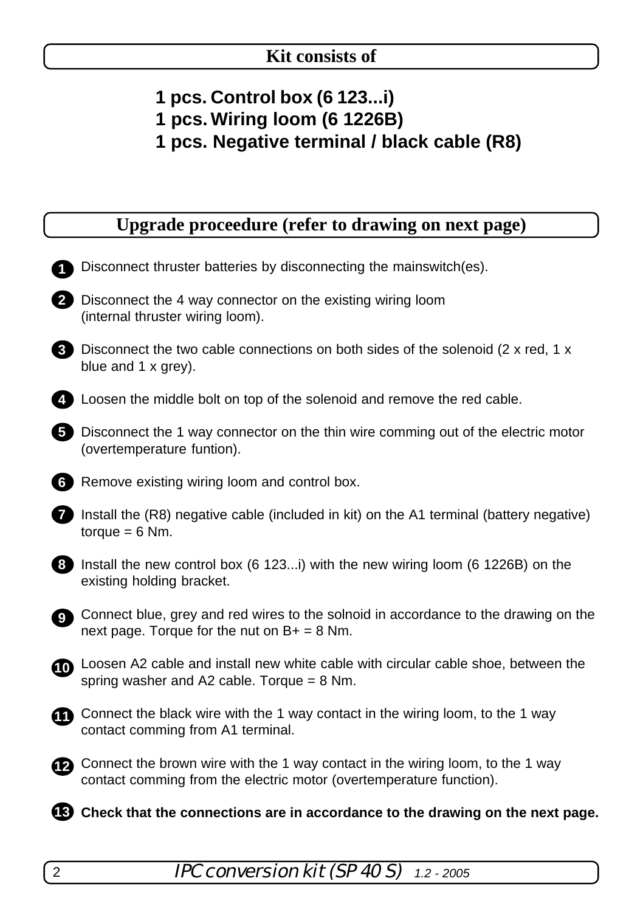## Kit consists of

**1 pcs. Control box (6 123...i)**
**1 pcs. Wiring loom (6 1226B)**
**1 pcs. Negative terminal / black cable (R8)**

## Upgrade proceedure (refer to drawing on next page)

1. Disconnect thruster batteries by disconnecting the mainswitch(es).
2. Disconnect the 4 way connector on the existing wiring loom (internal thruster wiring loom).
3. Disconnect the two cable connections on both sides of the solenoid (2 x red, 1 x blue and 1 x grey).
4. Loosen the middle bolt on top of the solenoid and remove the red cable.
5. Disconnect the 1 way connector on the thin wire comming out of the electric motor (overtemperature funtion).
6. Remove existing wiring loom and control box.
7. Install the (R8) negative cable (included in kit) on the A1 terminal (battery negative) torque = 6 Nm.
8. Install the new control box (6 123...i) with the new wiring loom (6 1226B) on the existing holding bracket.
9. Connect blue, grey and red wires to the solnoid in accordance to the drawing on the next page. Torque for the nut on B+ = 8 Nm.
10. Loosen A2 cable and install new white cable with circular cable shoe, between the spring washer and A2 cable. Torque = 8 Nm.
11. Connect the black wire with the 1 way contact in the wiring loom, to the 1 way contact comming from A1 terminal.
12. Connect the brown wire with the 1 way contact in the wiring loom, to the 1 way contact comming from the electric motor (overtemperature function).
13. **Check that the connections are in accordance to the drawing on the next page.**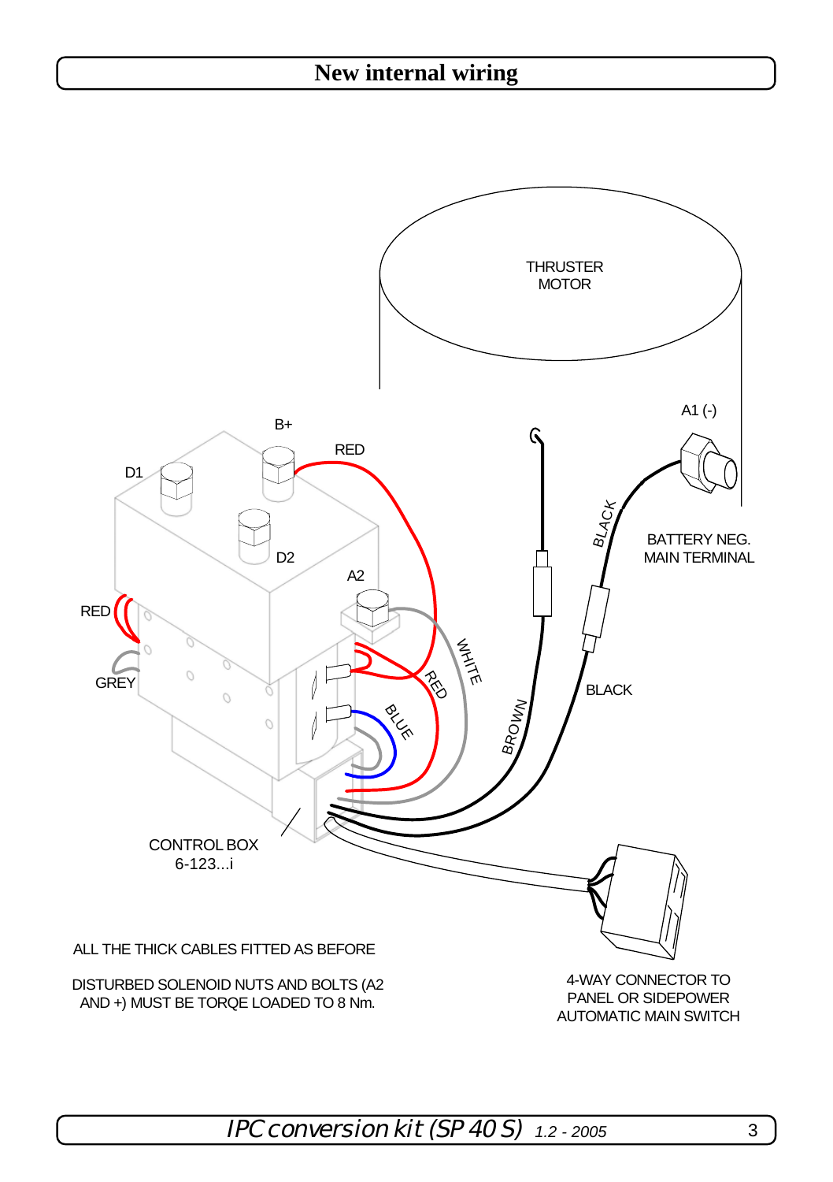# New internal wiring

THRUSTER MOTOR

A1 (-)

B+

RED

D1

D2

A2

BLACK

BATTERY NEG. MAIN TERMINAL

RED

WHITE

RED

GREY

BLUE

BROWN

BLACK

CONTROL BOX 6-123...i

ALL THE THICK CABLES FITTED AS BEFORE

DISTURBED SOLENOID NUTS AND BOLTS (A2 AND +) MUST BE TORQE LOADED TO 8 Nm.

4-WAY CONNECTOR TO PANEL OR SIDEPOWER AUTOMATIC MAIN SWITCH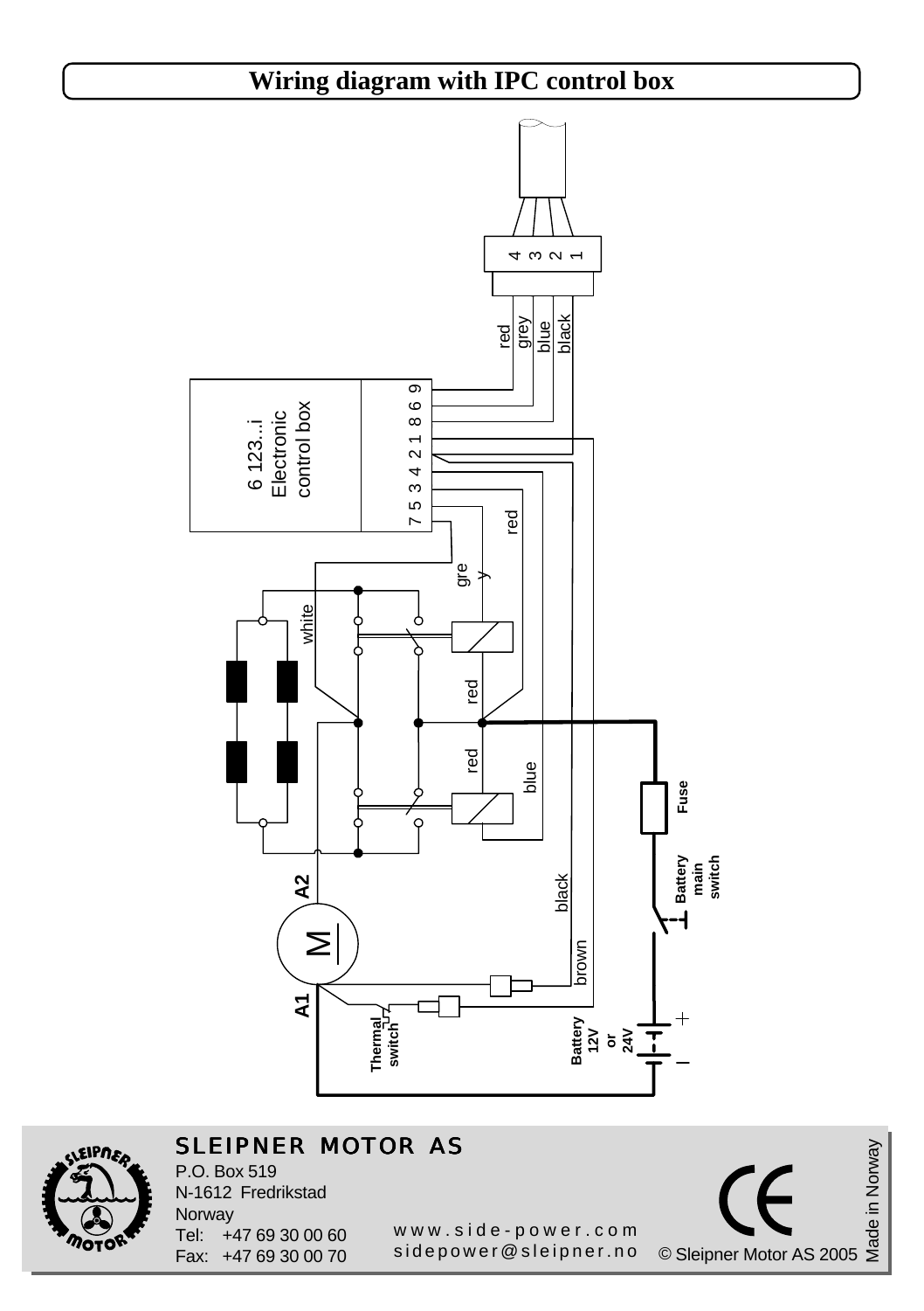# Wiring diagram with IPC control box

4 3 2 1

red grey blue black

6 123...i
Electronic
control box

9 6 8 1 2 4 3 5 7

red

grey

white

red

red

blue

Fuse

Battery
main
switch

black

brown

A2

M

A1

Thermal
switch

Battery
12V
or
24V

+

−

**SLEIPNER MOTOR AS**

P.O. Box 519
N-1612 Fredrikstad
Norway
Tel: +47 69 30 00 60
Fax: +47 69 30 00 70

www.side-power.com
sidepower@sleipner.no

© Sleipner Motor AS 2005

Made in Norway